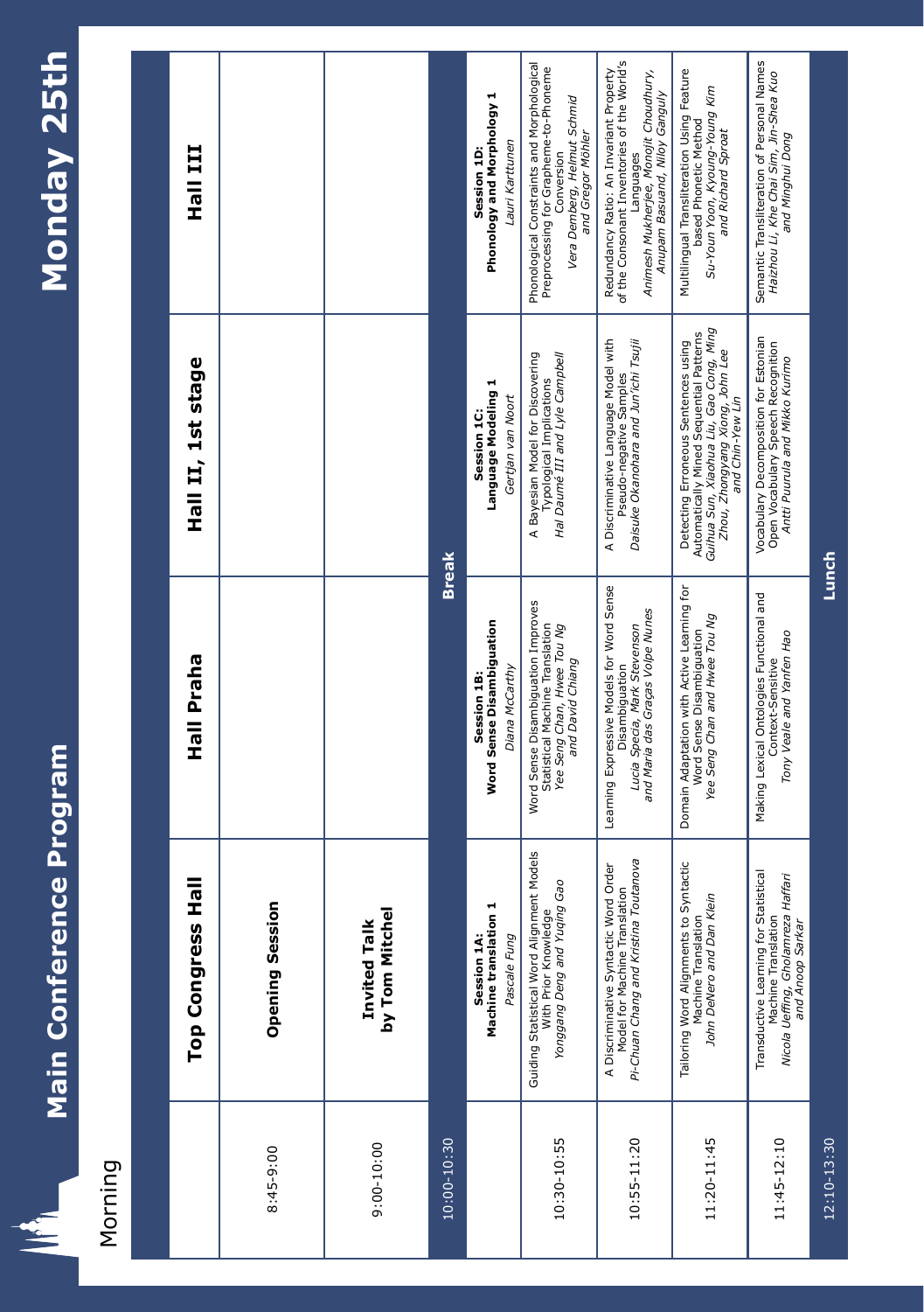# Main Conference Program

# Monday 25th

## Morning

| | Top Congress Hall | Hall Praha | Hall II, 1st stage | Hall III |
|---|---|---|---|---|
| 8:45-9:00 | **Opening Session** | | | |
| 9:00-10:00 | **Invited Talk by Tom Mitchel** | | | |
| 10:00-10:30 | **Break** | | | |
| | **Session 1A: Machine translation 1** *Pascale Fung* | **Session 1B: Word Sense Disambiguation** *Diana McCarthy* | **Session 1C: Language Modeling 1** *Gertjan van Noort* | **Session 1D: Phonology and Morphology 1** *Lauri Karttunen* |
| 10:30-10:55 | Guiding Statistical Word Alignment Models With Prior Knowledge *Yonggang Deng and Yuqing Gao* | Word Sense Disambiguation Improves Statistical Machine Translation *Yee Seng Chan, Hwee Tou Ng and David Chiang* | A Bayesian Model for Discovering Typological Implications *Hal Daumé III and Lyle Campbell* | Phonological Constraints and Morphological Preprocessing for Grapheme-to-Phoneme Conversion *Vera Demberg, Helmut Schmid and Gregor Möhler* |
| 10:55-11:20 | A Discriminative Syntactic Word Order Model for Machine Translation *Pi-Chuan Chang and Kristina Toutanova* | Learning Expressive Models for Word Sense Disambiguation *Lucia Specia, Mark Stevenson and Maria das Graças Volpe Nunes* | A Discriminative Language Model with Pseudo-negative Samples *Daisuke Okanohara and Jun'ichi Tsujii* | Redundancy Ratio: An Invariant Property of the Consonant Inventories of the World's Languages *Animesh Mukherjee, Monojit Choudhury, Anupam Basuand, Niloy Ganguly* |
| 11:20-11:45 | Tailoring Word Alignments to Syntactic Machine Translation *John DeNero and Dan Klein* | Domain Adaptation with Active Learning for Word Sense Disambiguation *Yee Seng Chan and Hwee Tou Ng* | Detecting Erroneous Sentences using Automatically Mined Sequential Patterns *Guihua Sun, Xiaohua Liu, Gao Cong, Ming Zhou, Zhongyang Xiong, John Lee and Chin-Yew Lin* | Multilingual Transliteration Using Feature based Phonetic Method *Su-Youn Yoon, Kyoung-Young Kim and Richard Sproat* |
| 11:45-12:10 | Transductive Learning for Statistical Machine Translation *Nicola Ueffing, Gholamreza Haffari and Anoop Sarkar* | Making Lexical Ontologies Functional and Context-Sensitive *Tony Veale and Yanfen Hao* | Vocabulary Decomposition for Estonian Open Vocabulary Speech Recognition *Antti Puurula and Mikko Kurimo* | Semantic Transliteration of Personal Names *Haizhou Li, Khe Chai Sim, Jin-Shea Kuo and Minghui Dong* |
| 12:10-13:30 | **Lunch** | | | |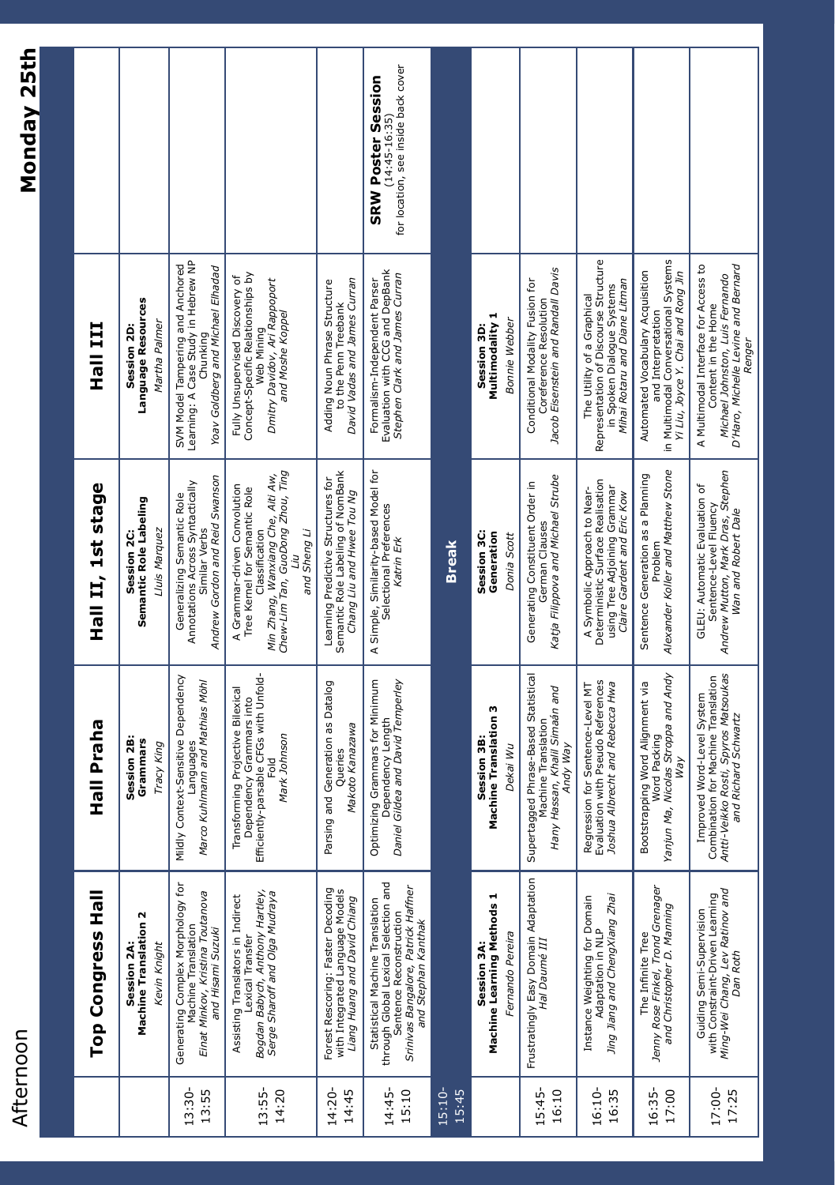# Afternoon

# Monday 25th

| | Top Congress Hall | Hall Praha | Hall II, 1st stage | Hall III | |
|---|---|---|---|---|---|
| | **Session 2A: Machine Translation 2** *Kevin Knight* | **Session 2B: Grammars** *Tracy King* | **Session 2C: Semantic Role Labeling** *Lluís Marquez* | **Session 2D: Language Resources** *Martha Palmer* | |
| 13:30-13:55 | Generating Complex Morphology for Machine Translation *Einat Minkov, Kristina Toutanova and Hisami Suzuki* | Mildly Context-Sensitive Dependency Languages *Marco Kuhlmann and Mathias Möhl* | Generalizing Semantic Role Annotations Across Syntactically Similar Verbs *Andrew Gordon and Reid Swanson* | SVM Model Tampering and Anchored Learning: A Case Study in Hebrew NP Chunking *Yoav Goldberg and Michael Elhadad* | |
| 13:55-14:20 | Assisting Translators in Indirect Lexical Transfer *Bogdan Babych, Anthony Hartley, Serge Sharoff and Olga Mudraya* | Transforming Projective Bilexical Dependency Grammars into Efficiently-parsable CFGs with Unfold-Fold *Mark Johnson* | A Grammar-driven Convolution Tree Kernel for Semantic Role Classification *Min Zhang, Wanxiang Che, Aiti Aw, Chew-Lim Tan, GuoDong Zhou, Ting Liu and Sheng Li* | Fully Unsupervised Discovery of Concept-Specific Relationships by Web Mining *Dmitry Davidov, Ari Rappoport and Moshe Koppel* | |
| 14:20-14:45 | Forest Rescoring: Faster Decoding with Integrated Language Models *Liang Huang and David Chiang* | Parsing and Generation as Datalog Queries *Makoto Kanazawa* | Learning Predictive Structures for Semantic Role Labeling of NomBank *Chang Liu and Hwee Tou Ng* | Adding Noun Phrase Structure to the Penn Treebank *David Vadas and James Curran* | |
| 14:45-15:10 | Statistical Machine Translation through Global Lexical Selection and Sentence Reconstruction *Srinivas Bangalore, Patrick Haffner and Stephan Kanthak* | Optimizing Grammars for Minimum Dependency Length *Daniel Gildea and David Temperley* | A Simple, Similarity-based Model for Selectional Preferences *Katrin Erk* | Formalism-Independent Parser Evaluation with CCG and DepBank *Stephen Clark and James Curran* | **SRW Poster Session** (14:45-16:35) for location, see inside back cover |
| 15:10-15:45 | | | **Break** | | |
| | **Session 3A: Machine Learning Methods 1** *Fernando Pereira* | **Session 3B: Machine Translation 3** *Dekai Wu* | **Session 3C: Generation** *Donia Scott* | **Session 3D: Multimodality 1** *Bonnie Webber* | |
| 15:45-16:10 | Frustratingly Easy Domain Adaptation *Hal Daumé III* | Supertagged Phrase-Based Statistical Machine Translation *Hany Hassan, Khalil Sima'an and Andy Way* | Generating Constituent Order in German Clauses *Katja Filippova and Michael Strube* | Conditional Modality Fusion for Coreference Resolution *Jacob Eisenstein and Randall Davis* | |
| 16:10-16:35 | Instance Weighting for Domain Adaptation in NLP *Jing Jiang and ChengXiang Zhai* | Regression for Sentence-Level MT Evaluation with Pseudo References *Joshua Albrecht and Rebecca Hwa* | A Symbolic Approach to Near-Deterministic Surface Realisation using Tree Adjoining Grammar *Claire Gardent and Eric Kow* | The Utility of a Graphical Representation of Discourse Structure in Spoken Dialogue Systems *Mihai Rotaru and Diane Litman* | |
| 16:35-17:00 | The Infinite Tree *Jenny Rose Finkel, Trond Grenager and Christopher D. Manning* | Bootstrapping Word Alignment via Word Packing *Yanjun Ma, Nicolas Stroppa and Andy Way* | Sentence Generation as a Planning Problem *Alexander Koller and Matthew Stone* | Automated Vocabulary Acquisition and Interpretation in Multimodal Conversational Systems *Yi Liu, Joyce Y. Chai and Rong Jin* | |
| 17:00-17:25 | Guiding Semi-Supervision with Constraint-Driven Learning *Ming-Wei Chang, Lev Ratinov and Dan Roth* | Improved Word-Level System Combination for Machine Translation *Antti-Veikko Rosti, Spyros Matsoukas and Richard Schwartz* | GLEU: Automatic Evaluation of Sentence-Level Fluency *Andrew Mutton, Mark Dras, Stephen Wan and Robert Dale* | A Multimodal Interface for Access to Content in the Home *Michael Johnston, Luis Fernando D'Haro, Michelle Levine and Bernard Renger* | |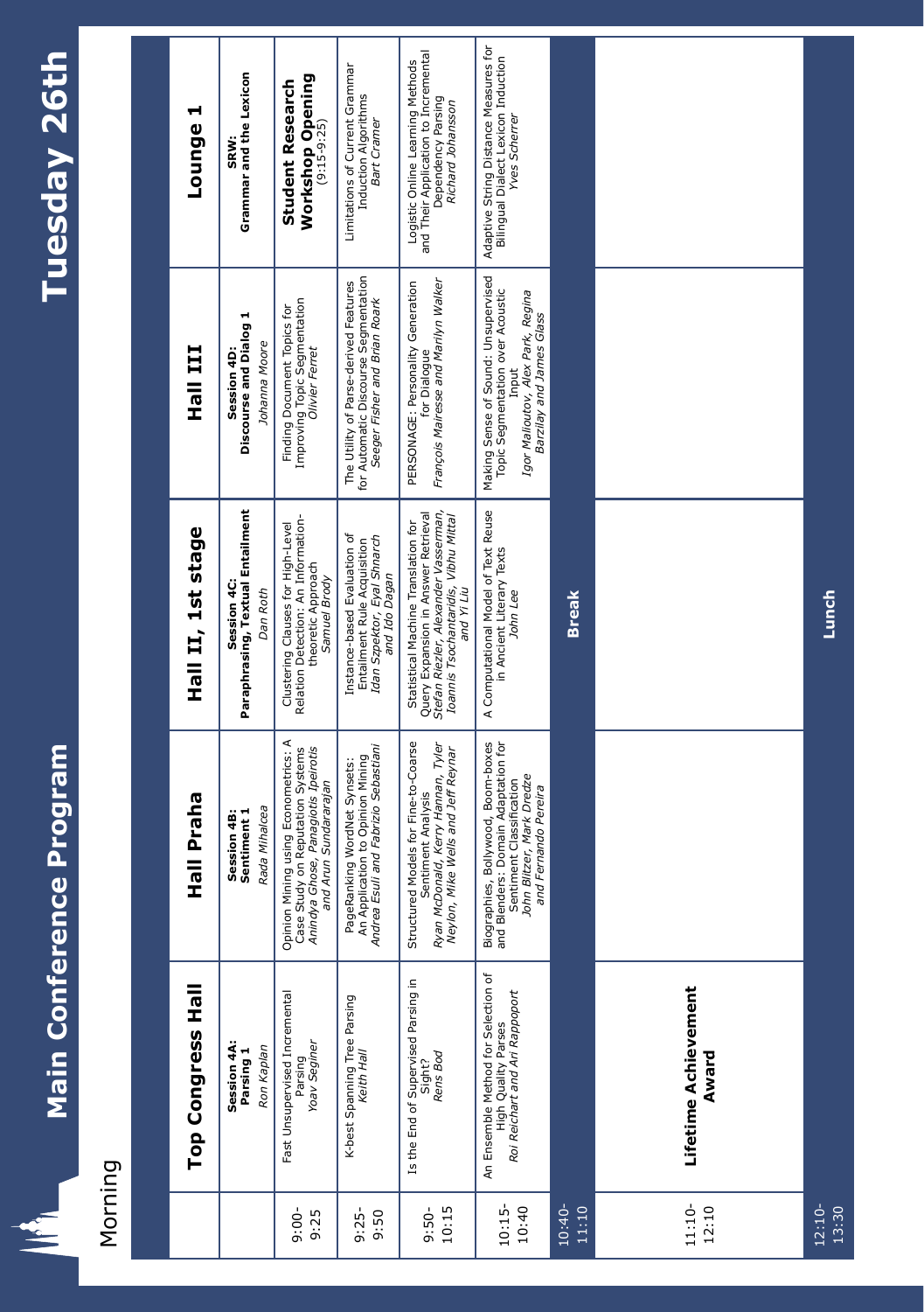# Main Conference Program

# Tuesday 26th

## Morning

| | Top Congress Hall | Hall Praha | Hall II, 1st stage | Hall III | Lounge 1 |
|---|---|---|---|---|---|
| | **Session 4A: Parsing 1** *Ron Kaplan* | **Session 4B: Sentiment 1** *Rada Mihalcea* | **Session 4C: Paraphrasing, Textual Entailment** *Dan Roth* | **Session 4D: Discourse and Dialog 1** *Johanna Moore* | **SRW: Grammar and the Lexicon** |
| 9:00-9:25 | Fast Unsupervised Incremental Parsing *Yoav Seginer* | Opinion Mining using Econometrics: A Case Study on Reputation Systems *Anindya Ghose, Panagiotis Ipeirotis and Arun Sundararajan* | Clustering Clauses for High-Level Relation Detection: An Information-theoretic Approach *Samuel Brody* | Finding Document Topics for Improving Topic Segmentation *Olivier Ferret* | **Student Research Workshop Opening** (9:15-9:25) |
| 9:25-9:50 | K-best Spanning Tree Parsing *Keith Hall* | PageRanking WordNet Synsets: An Application to Opinion Mining *Andrea Esuli and Fabrizio Sebastiani* | Instance-based Evaluation of Entailment Rule Acquisition *Idan Szpektor, Eyal Shnarch and Ido Dagan* | The Utility of Parse-derived Features for Automatic Discourse Segmentation *Seeger Fisher and Brian Roark* | Limitations of Current Grammar Induction Algorithms *Bart Cramer* |
| 9:50-10:15 | Is the End of Supervised Parsing in Sight? *Rens Bod* | Structured Models for Fine-to-Coarse Sentiment Analysis *Ryan McDonald, Kerry Hannan, Tyler Neylon, Mike Wells and Jeff Reynar* | Statistical Machine Translation for Query Expansion in Answer Retrieval *Stefan Riezler, Alexander Vasserman, Ioannis Tsochantaridis, Vibhu Mittal and Yi Liu* | PERSONAGE: Personality Generation for Dialogue *François Mairesse and Marilyn Walker* | Logistic Online Learning Methods and Their Application to Incremental Dependency Parsing *Richard Johansson* |
| 10:15-10:40 | An Ensemble Method for Selection of High Quality Parses *Roi Reichart and Ari Rappoport* | Biographies, Bollywood, Boom-boxes and Blenders: Domain Adaptation for Sentiment Classification *John Blitzer, Mark Dredze and Fernando Pereira* | A Computational Model of Text Reuse in Ancient Literary Texts *John Lee* | Making Sense of Sound: Unsupervised Topic Segmentation over Acoustic Input *Igor Malioutov, Alex Park, Regina Barzilay and James Glass* | Adaptive String Distance Measures for Bilingual Dialect Lexicon Induction *Yves Scherrer* |
| 10:40-11:10 | | | **Break** | | |
| 11:10-12:10 | **Lifetime Achievement Award** | | | | |
| 12:10-13:30 | | | **Lunch** | | |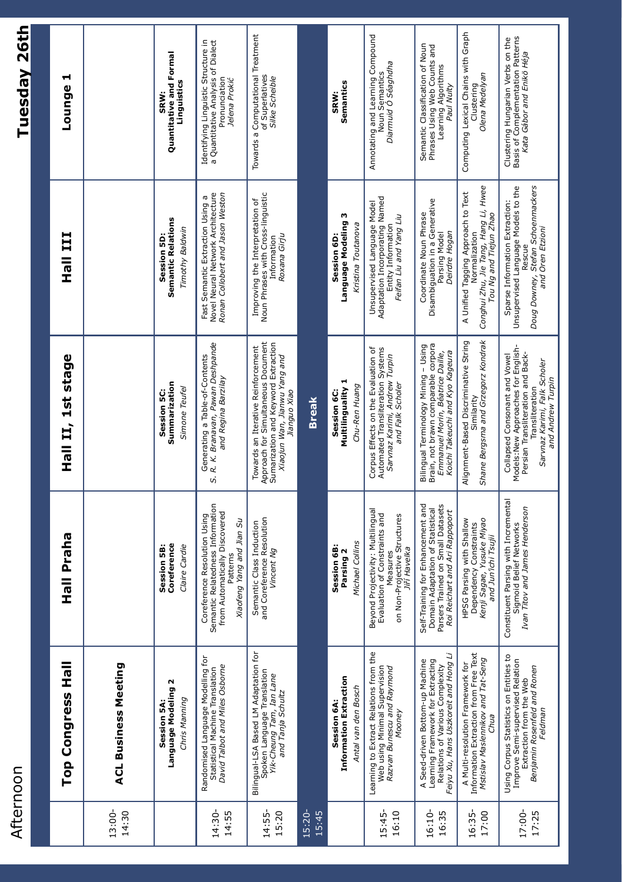# Tuesday 26th

## Afternoon

| | Top Congress Hall | Hall Praha | Hall II, 1st stage | Hall III | Lounge 1 |
|---|---|---|---|---|---|
| 13:00-14:30 | **ACL Business Meeting** | | | | |
| | **Session 5A: Language Modeling 2** *Chris Manning* | **Session 5B: Coreference** *Claire Cardie* | **Session 5C: Summarization** *Simone Teufel* | **Session 5D: Semantic Relations** *Timothy Baldwin* | **SRW: Quantitative and Formal Linguistics** |
| 14:30-14:55 | Randomised Language Modelling for Statistical Machine Translation *David Talbot and Miles Osborne* | Coreference Resolution Using Semantic Relatedness Information from Automatically Discovered Patterns *Xiaofeng Yang and Jian Su* | Generating a Table-of-Contents *S. R. K. Branavan, Pawan Deshpande and Regina Barzilay* | Fast Semantic Extraction Using a Novel Neural Network Architecture *Ronan Collobert and Jason Weston* | Identifying Linguistic Structure in a Quantitative Analysis of Dialect Pronunciation *Jelena Prokić* |
| 14:55-15:20 | Bilingual-LSA Based LM Adaptation for Spoken Language Translation *Yik-Cheung Tam, Ian Lane and Tanja Schultz* | Semantic Class Induction and Coreference Resolution *Vincent Ng* | Towards an Iterative Reinforcement Approach for Simultaneous Document Summarization and Keyword Extraction *Xiaojun Wan, Jianwu Yang and Jianguo Xiao* | Improving the Interpretation of Noun Phrases with Cross-linguistic Information *Roxana Girju* | Towards a Computational Treatment of Superlatives *Silke Scheible* |
| 15:20-15:45 | **Break** | | | | |
| | **Session 6A: Information Extraction** *Antal van den Bosch* | **Session 6B: Parsing 2** *Michael Collins* | **Session 6C: Multilinguality 1** *Chu-Ren Huang* | **Session 6D: Language Modeling 3** *Kristina Toutanova* | **SRW: Semantics** |
| 15:45-16:10 | Learning to Extract Relations from the Web using Minimal Supervision *Razvan Bunescu and Raymond Mooney* | Beyond Projectivity: Multilingual Evaluation of Constraints and Measures on Non-Projective Structures *Jiří Havelka* | Corpus Effects on the Evaluation of Automated Transliteration Systems *Sarvnaz Karimi, Andrew Turpin and Falk Scholer* | Unsupervised Language Model Adaptation Incorporating Named Entity Information *Feifan Liu and Yang Liu* | Annotating and Learning Compound Noun Semantics *Diarmuid Ó Séaghdha* |
| 16:10-16:35 | A Seed-driven Bottom-up Machine Learning Framework for Extracting Relations of Various Complexity *Feiyu Xu, Hans Uszkoreit and Hong Li* | Self-Training for Enhancement and Domain Adaptation of Statistical Parsers Trained on Small Datasets *Roi Reichart and Ari Rappoport* | Bilingual Terminology Mining – Using Brain, not brawn comparable corpora *Emmanuel Morin, Béatrice Daille, Koichi Takeuchi and Kyo Kageura* | Coordinate Noun Phrase Disambiguation in a Generative Parsing Model *Deirdre Hogan* | Semantic Classification of Noun Phrases Using Web Counts and Learning Algorithms *Paul Nulty* |
| 16:35-17:00 | A Multi-resolution Framework for Information Extraction from Free Text *Mstislav Maslennikov and Tat-Seng Chua* | HPSG Parsing with Shallow Dependency Constraints *Kenji Sagae, Yusuke Miyao and Jun'ichi Tsujii* | Alignment-Based Discriminative String Similarity *Shane Bergsma and Grzegorz Kondrak* | A Unified Tagging Approach to Text Normalization *Conghui Zhu, Jie Tang, Hang Li, Hwee Tou Ng and Tiejun Zhao* | Computing Lexical Chains with Graph Clustering *Olena Medelyan* |
| 17:00-17:25 | Using Corpus Statistics on Entities to Improve Semi-supervised Relation Extraction from the Web *Benjamin Rosenfeld and Ronen Feldman* | Constituent Parsing with Incremental Sigmoid Belief Networks *Ivan Titov and James Henderson* | Collapsed Consonant and Vowel Models: New Approaches for English-Persian Transliteration and Back-Transliteration *Sarvnaz Karimi, Falk Scholer and Andrew Turpin* | Sparse Information Extraction: Unsupervised Language Models to the Rescue *Doug Downey, Stefan Schoenmackers and Oren Etzioni* | Clustering Hungarian Verbs on the Basis of Complementation Patterns *Kata Gábor and Enikő Héja* |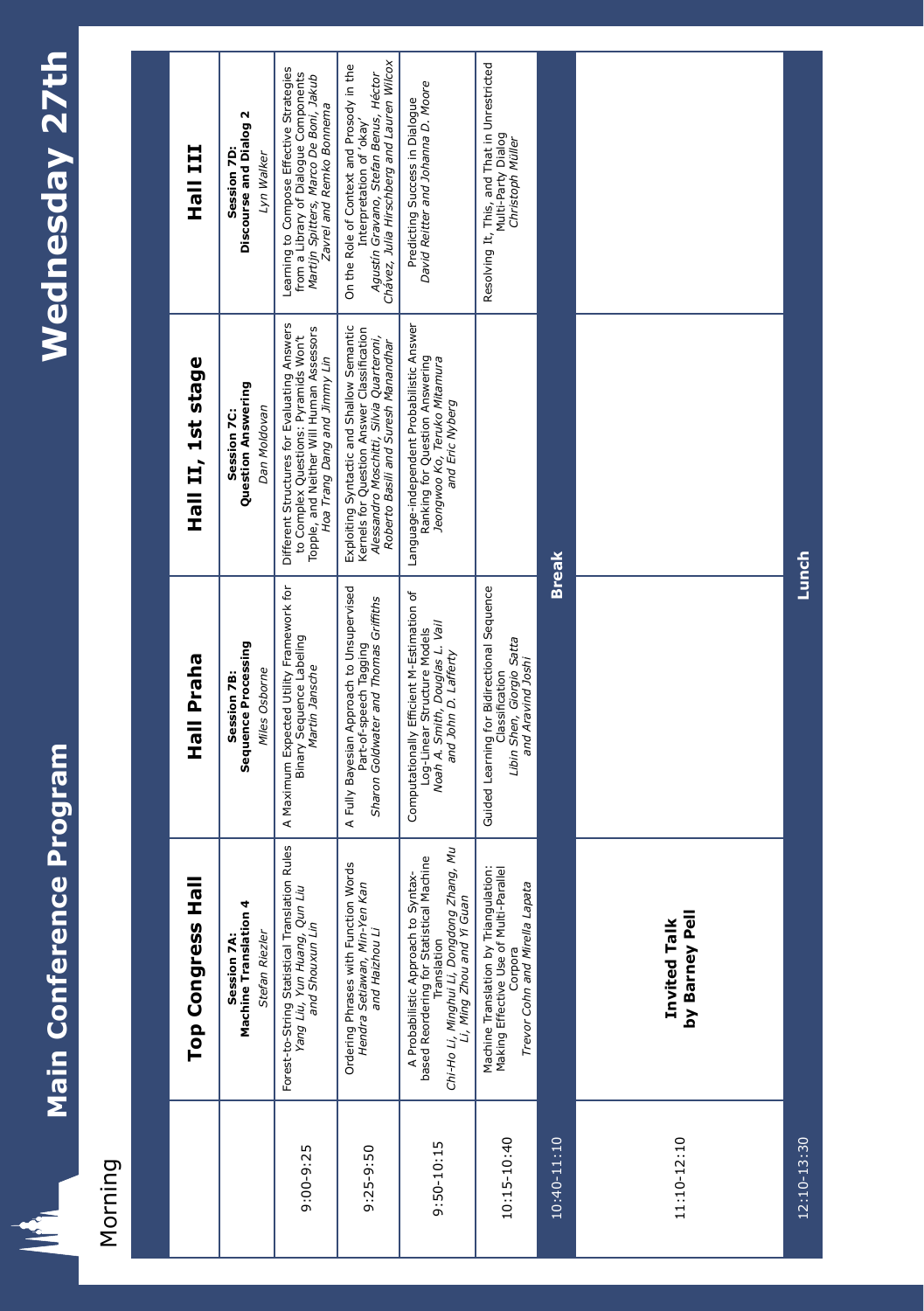# Main Conference Program

# Wednesday 27th

## Morning

| | Top Congress Hall | Hall Praha | Hall II, 1st stage | Hall III |
|---|---|---|---|---|
| | **Session 7A: Machine Translation 4** *Stefan Riezler* | **Session 7B: Sequence Processing** *Miles Osborne* | **Session 7C: Question Answering** *Dan Moldovan* | **Session 7D: Discourse and Dialog 2** *Lyn Walker* |
| 9:00-9:25 | Forest-to-String Statistical Translation Rules *Yang Liu, Yun Huang, Qun Liu and Shouxun Lin* | A Maximum Expected Utility Framework for Binary Sequence Labeling *Martin Jansche* | Different Structures for Evaluating Answers to Complex Questions: Pyramids Won't Topple, and Neither Will Human Assessors *Hoa Trang Dang and Jimmy Lin* | Learning to Compose Effective Strategies from a Library of Dialogue Components *Martijn Spitters, Marco De Boni, Jakub Zavrel and Remko Bonnema* |
| 9:25-9:50 | Ordering Phrases with Function Words *Hendra Setiawan, Min-Yen Kan and Haizhou Li* | A Fully Bayesian Approach to Unsupervised Part-of-speech Tagging *Sharon Goldwater and Thomas Griffiths* | Exploiting Syntactic and Shallow Semantic Kernels for Question Answer Classification *Alessandro Moschitti, Silvia Quarteroni, Roberto Basili and Suresh Manandhar* | On the Role of Context and Prosody in the Interpretation of 'okay' *Agustín Gravano, Stefan Benus, Héctor Chávez, Julia Hirschberg and Lauren Wilcox* |
| 9:50-10:15 | A Probabilistic Approach to Syntax-based Reordering for Statistical Machine Translation *Chi-Ho Li, Minghui Li, Dongdong Zhang, Mu Li, Ming Zhou and Yi Guan* | Computationally Efficient M-Estimation of Log-Linear Structure Models *Noah A. Smith, Douglas L. Vail and John D. Lafferty* | Language-independent Probabilistic Answer Ranking for Question Answering *Jeongwoo Ko, Teruko Mitamura and Eric Nyberg* | Predicting Success in Dialogue *David Reitter and Johanna D. Moore* |
| 10:15-10:40 | Machine Translation by Triangulation: Making Effective Use of Multi-Parallel Corpora *Trevor Cohn and Mirella Lapata* | Guided Learning for Bidirectional Sequence Classification *Libin Shen, Giorgio Satta and Aravind Joshi* | | Resolving It, This, and That in Unrestricted Multi-Party Dialog *Christoph Müller* |
| 10:40-11:10 | **Break** | | | |
| 11:10-12:10 | **Invited Talk by Barney Pell** | | | |
| 12:10-13:30 | **Lunch** | | | |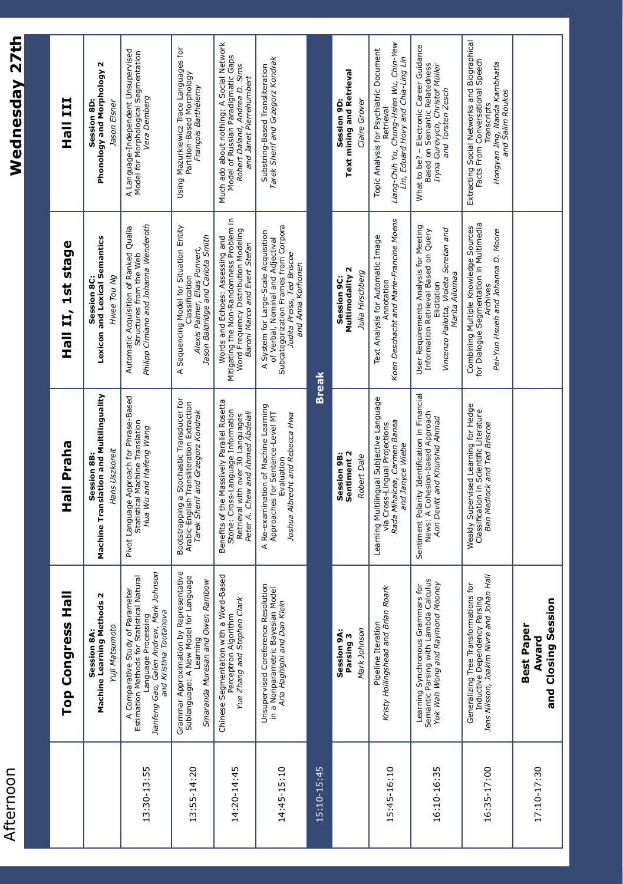# Afternoon

# Wednesday 27th

| | Top Congress Hall | Hall Praha | Hall II, 1st stage | Hall III |
|---|---|---|---|---|
| | **Session 8A: Machine Learning Methods 2** *Yuji Matsumoto* | **Session 8B: Machine Translation and Multilinguality** *Hans Uszkoreit* | **Session 8C: Lexicon and Lexical Semantics** *Hwee Tou Ng* | **Session 8D: Phonology and Morphology 2** *Jason Eisner* |
| 13:30-13:55 | A Comparative Study of Parameter Estimation Methods for Statistical Natural Language Processing *Jianfeng Gao, Galen Andrew, Mark Johnson and Kristina Toutanova* | Pivot Language Approach for Phrase-Based Statistical Machine Translation *Hua Wu and Haifeng Wang* | Automatic Acquisition of Ranked Qualia Structures from the Web *Philipp Cimiano and Johanna Wenderoth* | A Language-Independent Unsupervised Model for Morphological Segmentation *Vera Demberg* |
| 13:55-14:20 | Grammar Approximation by Representative Sublanguage: A New Model for Language Learning *Smaranda Muresan and Owen Rambow* | Bootstrapping a Stochastic Transducer for Arabic-English Transliteration Extraction *Tarek Sherif and Grzegorz Kondrak* | A Sequencing Model for Situation Entity Classification *Alexis Palmer, Elias Ponvert, Jason Baldridge and Carlota Smith* | Using Mazurkiewicz Trace Languages for Partition-Based Morphology *François Barthélemy* |
| 14:20-14:45 | Chinese Segmentation with a Word-Based Perceptron Algorithm *Yue Zhang and Stephen Clark* | Benefits of the Massively Parallel Rosetta Stone: Cross-Language Information Retrieval with over 30 Languages *Peter A. Chew and Ahmed Abdelali* | Words and Echoes: Assessing and Mitigating the Non-Randomness Problem in Word Frequency Distribution Modeling *Baroni Marco and Evert Stefan* | Much ado about nothing: A Social Network Model of Russian Paradigmatic Gaps *Robert Daland, Andrea D. Sims and Janet Pierrehumbert* |
| 14:45-15:10 | Unsupervised Coreference Resolution in a Nonparametric Bayesian Model *Aria Haghighi and Dan Klein* | A Re-examination of Machine Learning Approaches for Sentence-Level MT Evaluation *Joshua Albrecht and Rebecca Hwa* | A System for Large-Scale Acquisition of Verbal, Nominal and Adjectival Subcategorization Frames from Corpora *Judita Preiss, Ted Briscoe and Anna Korhonen* | Substring-Based Transliteration *Tarek Sherif and Grzegorz Kondrak* |
| 15:10-15:45 | **Break** | | | |
| | **Session 9A: Parsing 3** *Mark Johnson* | **Session 9B: Sentiment 2** *Robert Dale* | **Session 9C: Multimodality 2** *Julia Hirschberg* | **Session 9D: Text mining and Retrieval** *Claire Grover* |
| 15:45-16:10 | Pipeline Iteration *Kristy Hollingshead and Brian Roark* | Learning Multilingual Subjective Language via Cross-Lingual Projections *Rada Mihalcea, Carmen Banea and Janyce Wiebe* | Text Analysis for Automatic Image Annotation *Koen Deschacht and Marie-Francine Moens* | Topic Analysis for Psychiatric Document Retrieval *Liang-Chih Yu, Chung-Hsien Wu, Chin-Yew Lin, Eduard Hovy and Chia-Ling Lin* |
| 16:10-16:35 | Learning Synchronous Grammars for Semantic Parsing with Lambda Calculus *Yuk Wah Wong and Raymond Mooney* | Sentiment Polarity Identification in Financial News: A Cohesion-based Approach *Ann Devitt and Khurshid Ahmad* | User Requirements Analysis for Meeting Information Retrieval Based on Query Elicitation *Vincenzo Pallotta, Violeta Seretan and Marita Ailomaa* | What to be? – Electronic Career Guidance Based on Semantic Relatedness *Iryna Gurevych, Christof Müller and Torsten Zesch* |
| 16:35-17:00 | Generalizing Tree Transformations for Inductive Dependency Parsing *Jens Nilsson, Joakim Nivre and Johan Hall* | Weakly Supervised Learning for Hedge Classification in Scientific Literature *Ben Medlock and Ted Briscoe* | Combining Multiple Knowledge Sources for Dialogue Segmentation in Multimedia Archives *Pei-Yun Hsueh and Johanna D. Moore* | Extracting Social Networks and Biographical Facts From Conversational Speech Transcripts *Hongyan Jing, Nanda Kambhatla and Salim Roukos* |
| 17:10-17:30 | **Best Paper Award and Closing Session** | | | |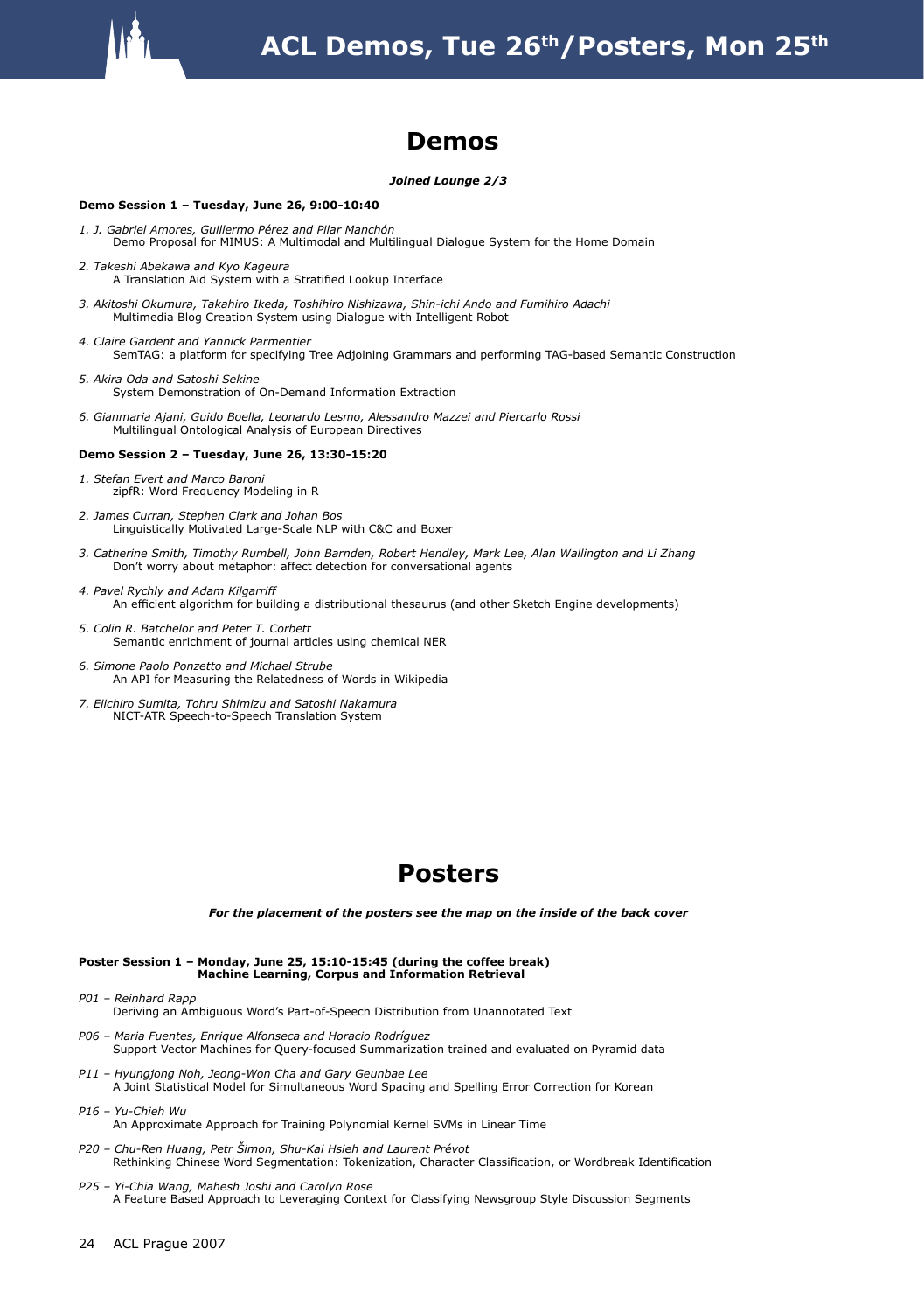# Demos

***Joined Lounge 2/3***

**Demo Session 1 – Tuesday, June 26, 9:00-10:40**

1. *J. Gabriel Amores, Guillermo Pérez and Pilar Manchón*
   Demo Proposal for MIMUS: A Multimodal and Multilingual Dialogue System for the Home Domain

2. *Takeshi Abekawa and Kyo Kageura*
   A Translation Aid System with a Stratified Lookup Interface

3. *Akitoshi Okumura, Takahiro Ikeda, Toshihiro Nishizawa, Shin-ichi Ando and Fumihiro Adachi*
   Multimedia Blog Creation System using Dialogue with Intelligent Robot

4. *Claire Gardent and Yannick Parmentier*
   SemTAG: a platform for specifying Tree Adjoining Grammars and performing TAG-based Semantic Construction

5. *Akira Oda and Satoshi Sekine*
   System Demonstration of On-Demand Information Extraction

6. *Gianmaria Ajani, Guido Boella, Leonardo Lesmo, Alessandro Mazzei and Piercarlo Rossi*
   Multilingual Ontological Analysis of European Directives

**Demo Session 2 – Tuesday, June 26, 13:30-15:20**

1. *Stefan Evert and Marco Baroni*
   zipfR: Word Frequency Modeling in R

2. *James Curran, Stephen Clark and Johan Bos*
   Linguistically Motivated Large-Scale NLP with C&C and Boxer

3. *Catherine Smith, Timothy Rumbell, John Barnden, Robert Hendley, Mark Lee, Alan Wallington and Li Zhang*
   Don't worry about metaphor: affect detection for conversational agents

4. *Pavel Rychly and Adam Kilgarriff*
   An efficient algorithm for building a distributional thesaurus (and other Sketch Engine developments)

5. *Colin R. Batchelor and Peter T. Corbett*
   Semantic enrichment of journal articles using chemical NER

6. *Simone Paolo Ponzetto and Michael Strube*
   An API for Measuring the Relatedness of Words in Wikipedia

7. *Eiichiro Sumita, Tohru Shimizu and Satoshi Nakamura*
   NICT-ATR Speech-to-Speech Translation System

# Posters

***For the placement of the posters see the map on the inside of the back cover***

**Poster Session 1 – Monday, June 25, 15:10-15:45 (during the coffee break)**
**Machine Learning, Corpus and Information Retrieval**

*P01 – Reinhard Rapp*
Deriving an Ambiguous Word's Part-of-Speech Distribution from Unannotated Text

*P06 – Maria Fuentes, Enrique Alfonseca and Horacio Rodríguez*
Support Vector Machines for Query-focused Summarization trained and evaluated on Pyramid data

*P11 – Hyungjong Noh, Jeong-Won Cha and Gary Geunbae Lee*
A Joint Statistical Model for Simultaneous Word Spacing and Spelling Error Correction for Korean

*P16 – Yu-Chieh Wu*
An Approximate Approach for Training Polynomial Kernel SVMs in Linear Time

*P20 – Chu-Ren Huang, Petr Šimon, Shu-Kai Hsieh and Laurent Prévot*
Rethinking Chinese Word Segmentation: Tokenization, Character Classification, or Wordbreak Identification

*P25 – Yi-Chia Wang, Mahesh Joshi and Carolyn Rose*
A Feature Based Approach to Leveraging Context for Classifying Newsgroup Style Discussion Segments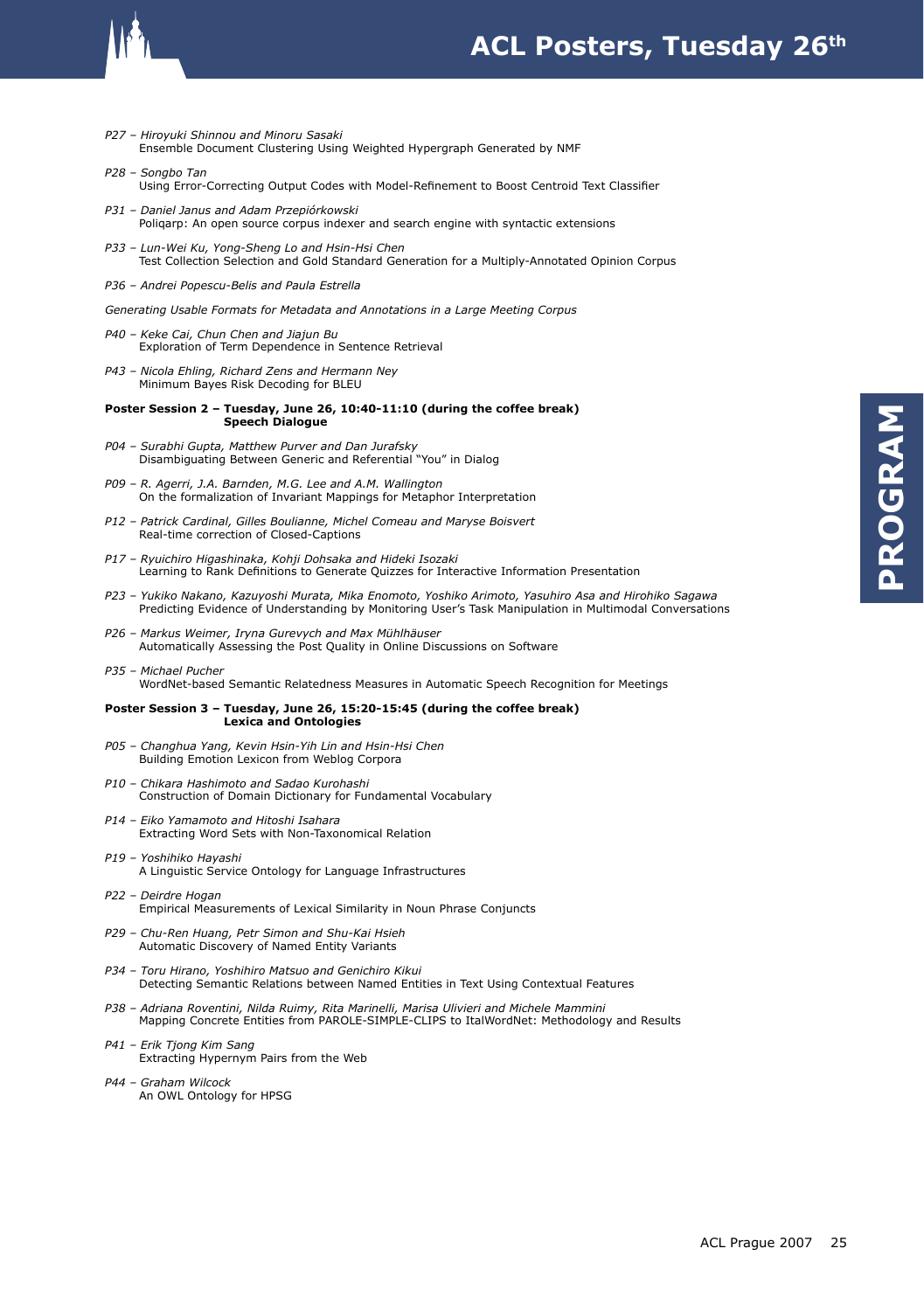*P27 – Hiroyuki Shinnou and Minoru Sasaki*
Ensemble Document Clustering Using Weighted Hypergraph Generated by NMF

*P28 – Songbo Tan*
Using Error-Correcting Output Codes with Model-Refinement to Boost Centroid Text Classifier

*P31 – Daniel Janus and Adam Przepiórkowski*
Poliqarp: An open source corpus indexer and search engine with syntactic extensions

*P33 – Lun-Wei Ku, Yong-Sheng Lo and Hsin-Hsi Chen*
Test Collection Selection and Gold Standard Generation for a Multiply-Annotated Opinion Corpus

*P36 – Andrei Popescu-Belis and Paula Estrella*

*Generating Usable Formats for Metadata and Annotations in a Large Meeting Corpus*

*P40 – Keke Cai, Chun Chen and Jiajun Bu*
Exploration of Term Dependence in Sentence Retrieval

*P43 – Nicola Ehling, Richard Zens and Hermann Ney*
Minimum Bayes Risk Decoding for BLEU

**Poster Session 2 – Tuesday, June 26, 10:40-11:10 (during the coffee break)**
**Speech Dialogue**

*P04 – Surabhi Gupta, Matthew Purver and Dan Jurafsky*
Disambiguating Between Generic and Referential "You" in Dialog

*P09 – R. Agerri, J.A. Barnden, M.G. Lee and A.M. Wallington*
On the formalization of Invariant Mappings for Metaphor Interpretation

*P12 – Patrick Cardinal, Gilles Boulianne, Michel Comeau and Maryse Boisvert*
Real-time correction of Closed-Captions

*P17 – Ryuichiro Higashinaka, Kohji Dohsaka and Hideki Isozaki*
Learning to Rank Definitions to Generate Quizzes for Interactive Information Presentation

*P23 – Yukiko Nakano, Kazuyoshi Murata, Mika Enomoto, Yoshiko Arimoto, Yasuhiro Asa and Hirohiko Sagawa*
Predicting Evidence of Understanding by Monitoring User's Task Manipulation in Multimodal Conversations

*P26 – Markus Weimer, Iryna Gurevych and Max Mühlhäuser*
Automatically Assessing the Post Quality in Online Discussions on Software

*P35 – Michael Pucher*
WordNet-based Semantic Relatedness Measures in Automatic Speech Recognition for Meetings

**Poster Session 3 – Tuesday, June 26, 15:20-15:45 (during the coffee break)**
**Lexica and Ontologies**

*P05 – Changhua Yang, Kevin Hsin-Yih Lin and Hsin-Hsi Chen*
Building Emotion Lexicon from Weblog Corpora

*P10 – Chikara Hashimoto and Sadao Kurohashi*
Construction of Domain Dictionary for Fundamental Vocabulary

*P14 – Eiko Yamamoto and Hitoshi Isahara*
Extracting Word Sets with Non-Taxonomical Relation

*P19 – Yoshihiko Hayashi*
A Linguistic Service Ontology for Language Infrastructures

*P22 – Deirdre Hogan*
Empirical Measurements of Lexical Similarity in Noun Phrase Conjuncts

*P29 – Chu-Ren Huang, Petr Simon and Shu-Kai Hsieh*
Automatic Discovery of Named Entity Variants

*P34 – Toru Hirano, Yoshihiro Matsuo and Genichiro Kikui*
Detecting Semantic Relations between Named Entities in Text Using Contextual Features

*P38 – Adriana Roventini, Nilda Ruimy, Rita Marinelli, Marisa Ulivieri and Michele Mammini*
Mapping Concrete Entities from PAROLE-SIMPLE-CLIPS to ItalWordNet: Methodology and Results

*P41 – Erik Tjong Kim Sang*
Extracting Hypernym Pairs from the Web

*P44 – Graham Wilcock*
An OWL Ontology for HPSG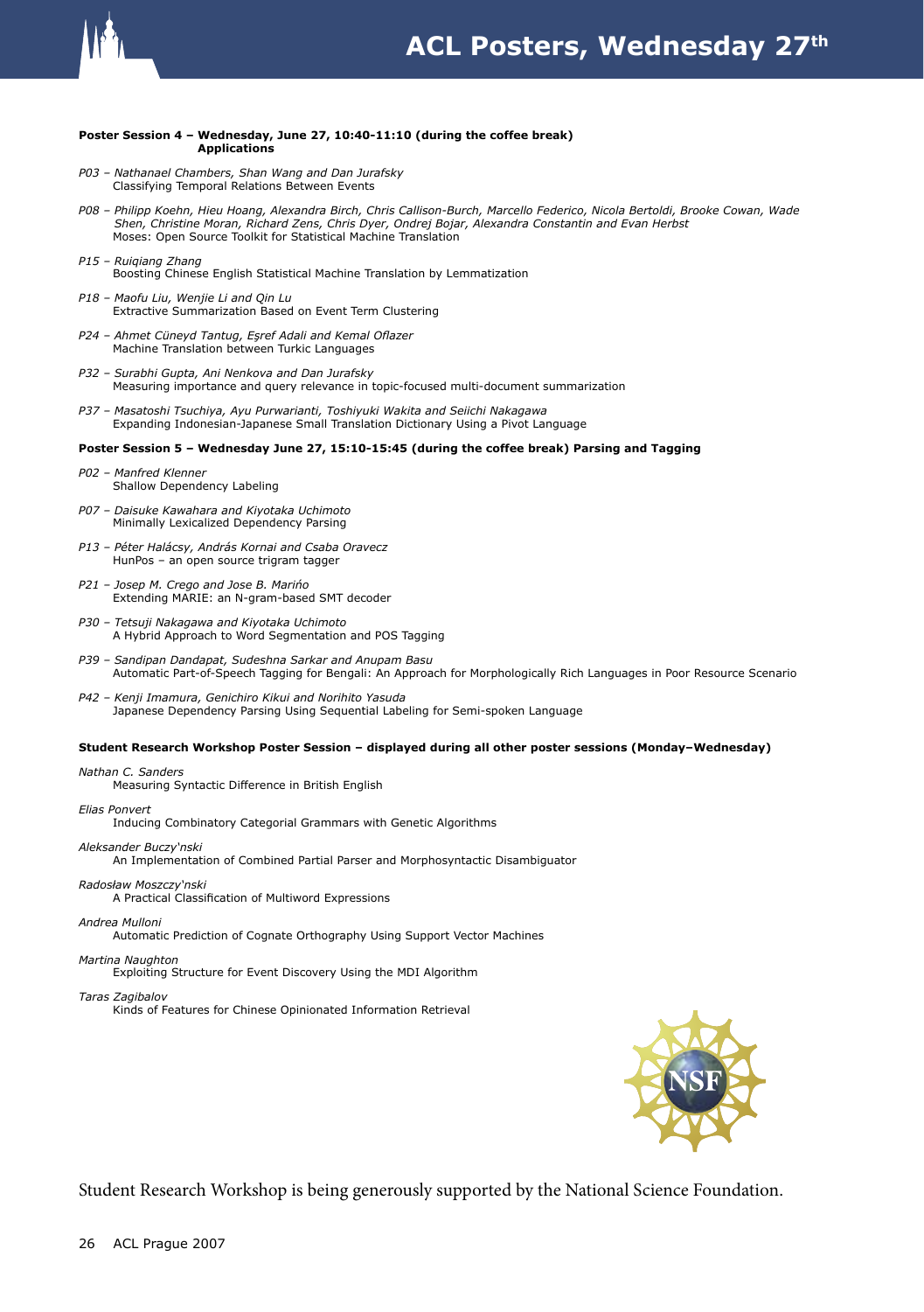# ACL Posters, Wednesday 27th

**Poster Session 4 – Wednesday, June 27, 10:40-11:10 (during the coffee break) Applications**

*P03 – Nathanael Chambers, Shan Wang and Dan Jurafsky*
Classifying Temporal Relations Between Events

*P08 – Philipp Koehn, Hieu Hoang, Alexandra Birch, Chris Callison-Burch, Marcello Federico, Nicola Bertoldi, Brooke Cowan, Wade Shen, Christine Moran, Richard Zens, Chris Dyer, Ondrej Bojar, Alexandra Constantin and Evan Herbst*
Moses: Open Source Toolkit for Statistical Machine Translation

*P15 – Ruiqiang Zhang*
Boosting Chinese English Statistical Machine Translation by Lemmatization

*P18 – Maofu Liu, Wenjie Li and Qin Lu*
Extractive Summarization Based on Event Term Clustering

*P24 – Ahmet Cüneyd Tantug, Eşref Adali and Kemal Oflazer*
Machine Translation between Turkic Languages

*P32 – Surabhi Gupta, Ani Nenkova and Dan Jurafsky*
Measuring importance and query relevance in topic-focused multi-document summarization

*P37 – Masatoshi Tsuchiya, Ayu Purwarianti, Toshiyuki Wakita and Seiichi Nakagawa*
Expanding Indonesian-Japanese Small Translation Dictionary Using a Pivot Language

**Poster Session 5 – Wednesday June 27, 15:10-15:45 (during the coffee break) Parsing and Tagging**

*P02 – Manfred Klenner*
Shallow Dependency Labeling

*P07 – Daisuke Kawahara and Kiyotaka Uchimoto*
Minimally Lexicalized Dependency Parsing

*P13 – Péter Halácsy, András Kornai and Csaba Oravecz*
HunPos – an open source trigram tagger

*P21 – Josep M. Crego and Jose B. Mariño*
Extending MARIE: an N-gram-based SMT decoder

*P30 – Tetsuji Nakagawa and Kiyotaka Uchimoto*
A Hybrid Approach to Word Segmentation and POS Tagging

*P39 – Sandipan Dandapat, Sudeshna Sarkar and Anupam Basu*
Automatic Part-of-Speech Tagging for Bengali: An Approach for Morphologically Rich Languages in Poor Resource Scenario

*P42 – Kenji Imamura, Genichiro Kikui and Norihito Yasuda*
Japanese Dependency Parsing Using Sequential Labeling for Semi-spoken Language

**Student Research Workshop Poster Session – displayed during all other poster sessions (Monday–Wednesday)**

*Nathan C. Sanders*
Measuring Syntactic Difference in British English

*Elias Ponvert*
Inducing Combinatory Categorial Grammars with Genetic Algorithms

*Aleksander Buczy'nski*
An Implementation of Combined Partial Parser and Morphosyntactic Disambiguator

*Radosław Moszczy'nski*
A Practical Classification of Multiword Expressions

*Andrea Mulloni*
Automatic Prediction of Cognate Orthography Using Support Vector Machines

*Martina Naughton*
Exploiting Structure for Event Discovery Using the MDI Algorithm

*Taras Zagibalov*
Kinds of Features for Chinese Opinionated Information Retrieval

NSF

Student Research Workshop is being generously supported by the National Science Foundation.